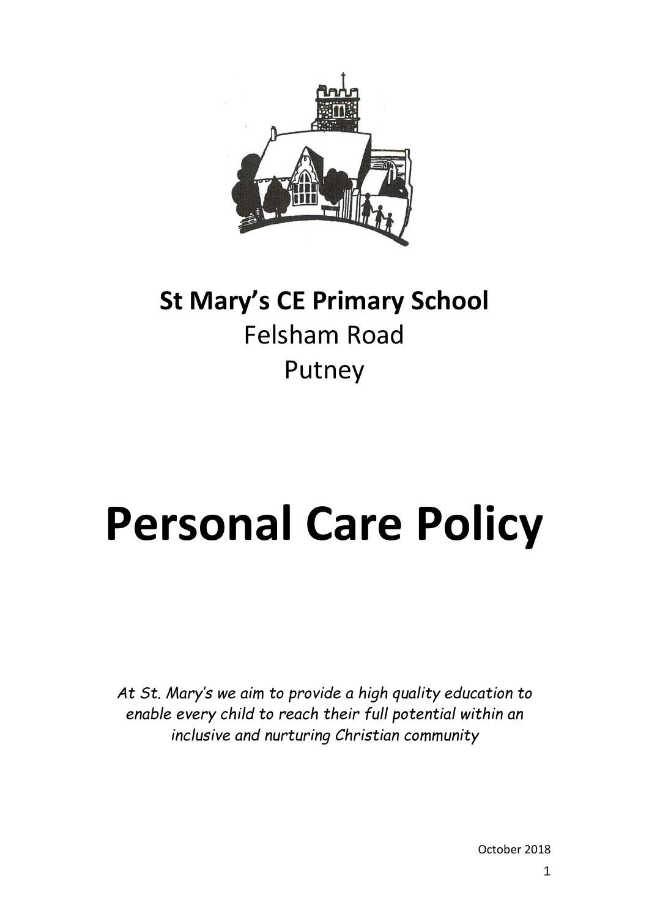**St Mary's CE Primary School**
Felsham Road
Putney

# Personal Care Policy

*At St. Mary's we aim to provide a high quality education to enable every child to reach their full potential within an inclusive and nurturing Christian community*

October 2018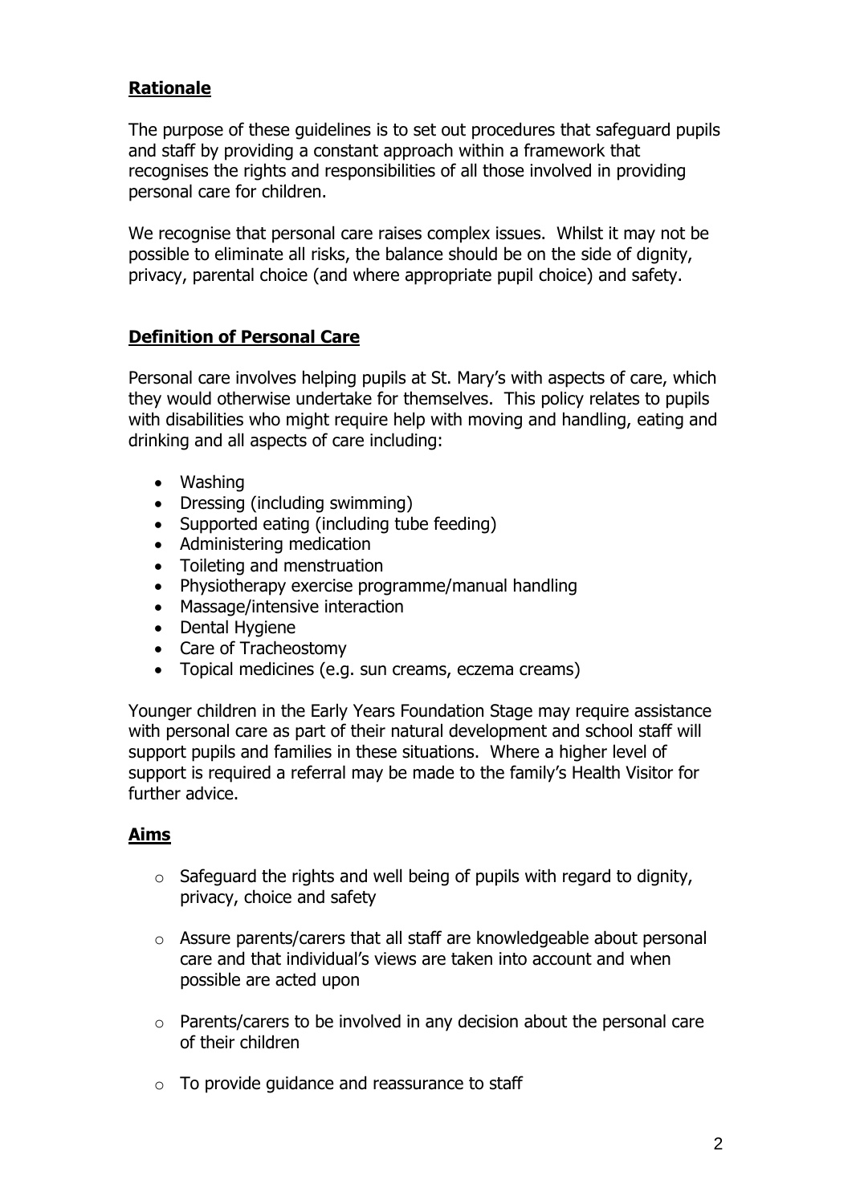## Rationale

The purpose of these guidelines is to set out procedures that safeguard pupils and staff by providing a constant approach within a framework that recognises the rights and responsibilities of all those involved in providing personal care for children.

We recognise that personal care raises complex issues. Whilst it may not be possible to eliminate all risks, the balance should be on the side of dignity, privacy, parental choice (and where appropriate pupil choice) and safety.

## Definition of Personal Care

Personal care involves helping pupils at St. Mary's with aspects of care, which they would otherwise undertake for themselves. This policy relates to pupils with disabilities who might require help with moving and handling, eating and drinking and all aspects of care including:

- Washing
- Dressing (including swimming)
- Supported eating (including tube feeding)
- Administering medication
- Toileting and menstruation
- Physiotherapy exercise programme/manual handling
- Massage/intensive interaction
- Dental Hygiene
- Care of Tracheostomy
- Topical medicines (e.g. sun creams, eczema creams)

Younger children in the Early Years Foundation Stage may require assistance with personal care as part of their natural development and school staff will support pupils and families in these situations. Where a higher level of support is required a referral may be made to the family's Health Visitor for further advice.

## Aims

- Safeguard the rights and well being of pupils with regard to dignity, privacy, choice and safety
- Assure parents/carers that all staff are knowledgeable about personal care and that individual's views are taken into account and when possible are acted upon
- Parents/carers to be involved in any decision about the personal care of their children
- To provide guidance and reassurance to staff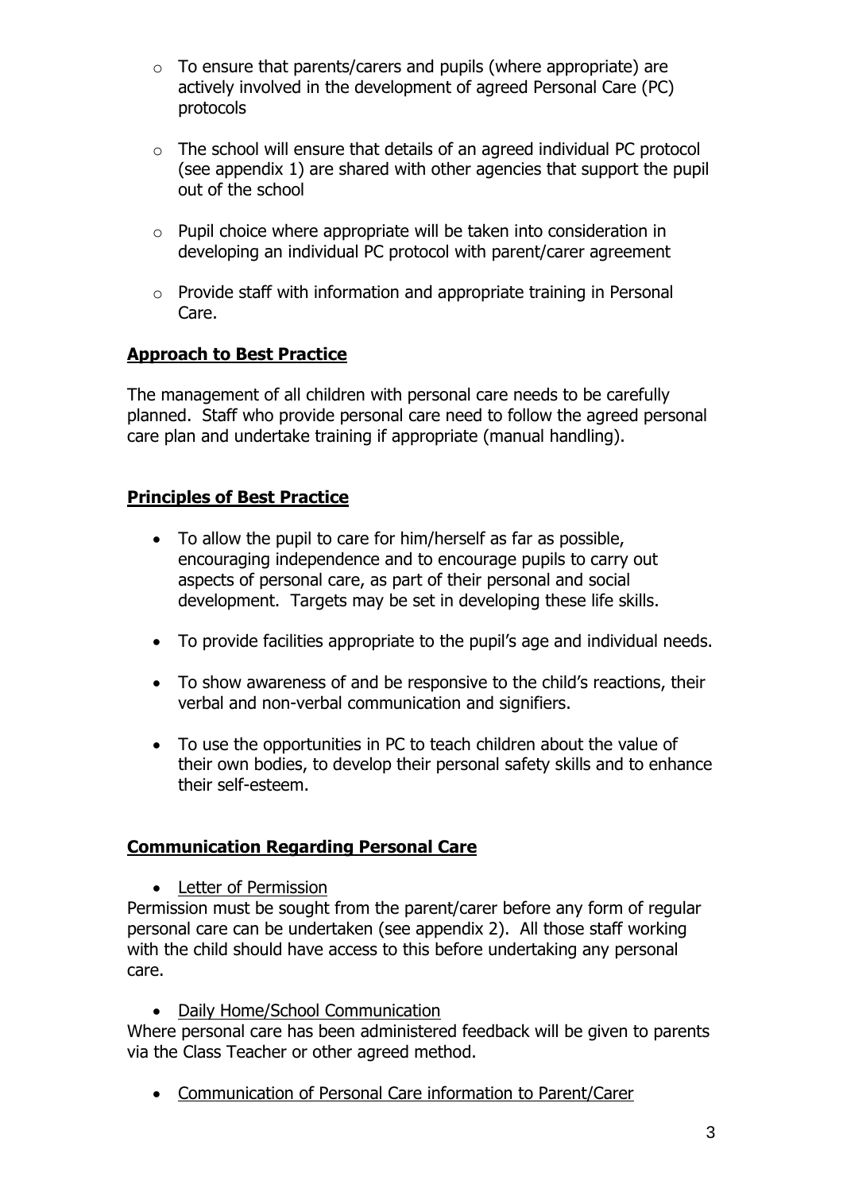- To ensure that parents/carers and pupils (where appropriate) are actively involved in the development of agreed Personal Care (PC) protocols

- The school will ensure that details of an agreed individual PC protocol (see appendix 1) are shared with other agencies that support the pupil out of the school

- Pupil choice where appropriate will be taken into consideration in developing an individual PC protocol with parent/carer agreement

- Provide staff with information and appropriate training in Personal Care.

## **Approach to Best Practice**

The management of all children with personal care needs to be carefully planned. Staff who provide personal care need to follow the agreed personal care plan and undertake training if appropriate (manual handling).

## **Principles of Best Practice**

- To allow the pupil to care for him/herself as far as possible, encouraging independence and to encourage pupils to carry out aspects of personal care, as part of their personal and social development. Targets may be set in developing these life skills.

- To provide facilities appropriate to the pupil's age and individual needs.

- To show awareness of and be responsive to the child's reactions, their verbal and non-verbal communication and signifiers.

- To use the opportunities in PC to teach children about the value of their own bodies, to develop their personal safety skills and to enhance their self-esteem.

## **Communication Regarding Personal Care**

- Letter of Permission

Permission must be sought from the parent/carer before any form of regular personal care can be undertaken (see appendix 2). All those staff working with the child should have access to this before undertaking any personal care.

- Daily Home/School Communication

Where personal care has been administered feedback will be given to parents via the Class Teacher or other agreed method.

- Communication of Personal Care information to Parent/Carer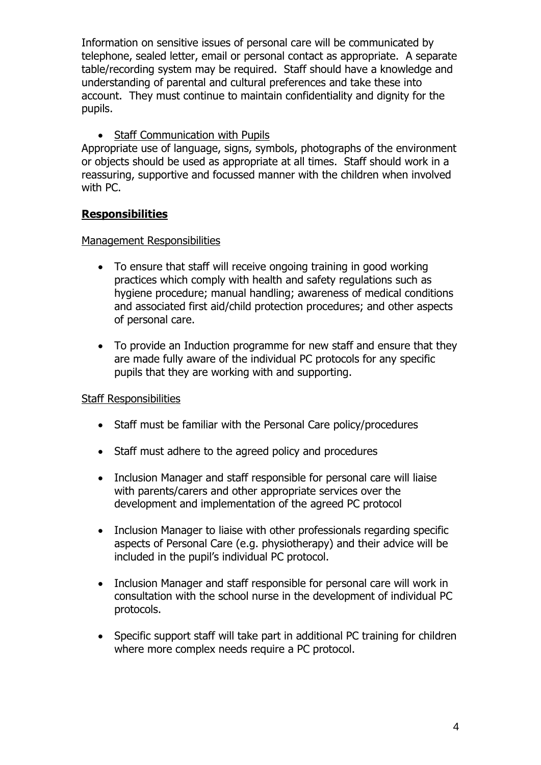Information on sensitive issues of personal care will be communicated by telephone, sealed letter, email or personal contact as appropriate. A separate table/recording system may be required. Staff should have a knowledge and understanding of parental and cultural preferences and take these into account. They must continue to maintain confidentiality and dignity for the pupils.

- Staff Communication with Pupils

Appropriate use of language, signs, symbols, photographs of the environment or objects should be used as appropriate at all times. Staff should work in a reassuring, supportive and focussed manner with the children when involved with PC.

## Responsibilities

Management Responsibilities

- To ensure that staff will receive ongoing training in good working practices which comply with health and safety regulations such as hygiene procedure; manual handling; awareness of medical conditions and associated first aid/child protection procedures; and other aspects of personal care.
- To provide an Induction programme for new staff and ensure that they are made fully aware of the individual PC protocols for any specific pupils that they are working with and supporting.

Staff Responsibilities

- Staff must be familiar with the Personal Care policy/procedures
- Staff must adhere to the agreed policy and procedures
- Inclusion Manager and staff responsible for personal care will liaise with parents/carers and other appropriate services over the development and implementation of the agreed PC protocol
- Inclusion Manager to liaise with other professionals regarding specific aspects of Personal Care (e.g. physiotherapy) and their advice will be included in the pupil's individual PC protocol.
- Inclusion Manager and staff responsible for personal care will work in consultation with the school nurse in the development of individual PC protocols.
- Specific support staff will take part in additional PC training for children where more complex needs require a PC protocol.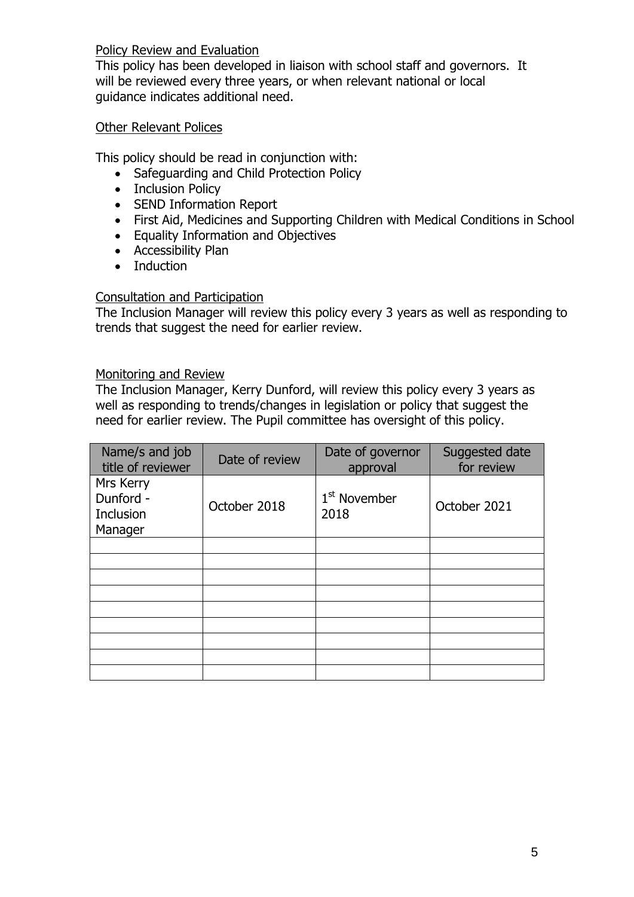<u>Policy Review and Evaluation</u>

This policy has been developed in liaison with school staff and governors. It will be reviewed every three years, or when relevant national or local guidance indicates additional need.

<u>Other Relevant Polices</u>

This policy should be read in conjunction with:

- Safeguarding and Child Protection Policy
- Inclusion Policy
- SEND Information Report
- First Aid, Medicines and Supporting Children with Medical Conditions in School
- Equality Information and Objectives
- Accessibility Plan
- Induction

<u>Consultation and Participation</u>

The Inclusion Manager will review this policy every 3 years as well as responding to trends that suggest the need for earlier review.

<u>Monitoring and Review</u>

The Inclusion Manager, Kerry Dunford, will review this policy every 3 years as well as responding to trends/changes in legislation or policy that suggest the need for earlier review. The Pupil committee has oversight of this policy.

| Name/s and job title of reviewer | Date of review | Date of governor approval | Suggested date for review |
|---|---|---|---|
| Mrs Kerry Dunford - Inclusion Manager | October 2018 | 1st November 2018 | October 2021 |
| | | | |
| | | | |
| | | | |
| | | | |
| | | | |
| | | | |
| | | | |
| | | | |
| | | | |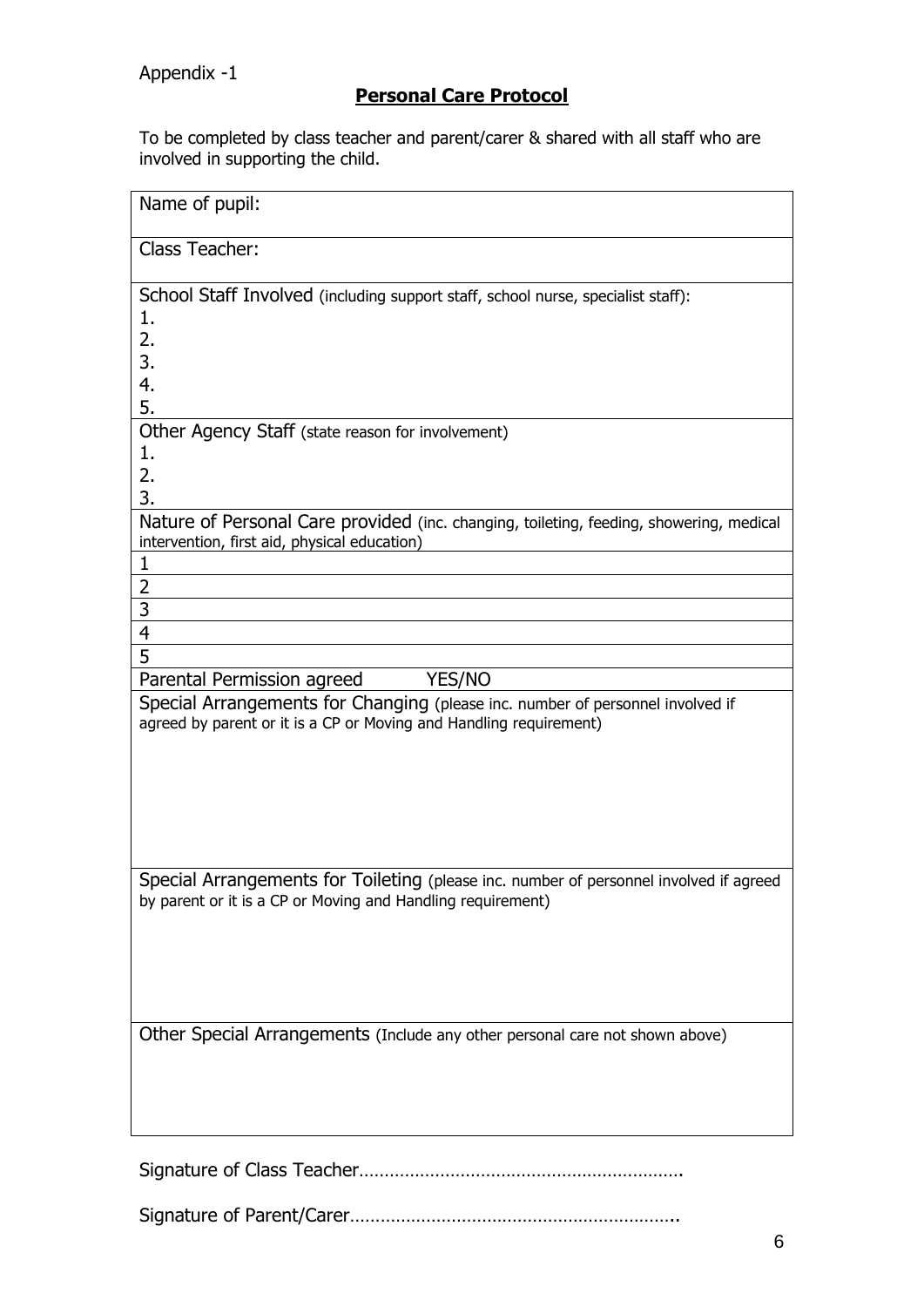Appendix -1

## Personal Care Protocol

To be completed by class teacher and parent/carer & shared with all staff who are involved in supporting the child.

| Name of pupil: |
|---|
| Class Teacher: |
| School Staff Involved (including support staff, school nurse, specialist staff):<br>1.<br>2.<br>3.<br>4.<br>5. |
| Other Agency Staff (state reason for involvement)<br>1.<br>2.<br>3. |
| Nature of Personal Care provided (inc. changing, toileting, feeding, showering, medical intervention, first aid, physical education) |
| 1 |
| 2 |
| 3 |
| 4 |
| 5 |
| Parental Permission agreed YES/NO |
| Special Arrangements for Changing (please inc. number of personnel involved if agreed by parent or it is a CP or Moving and Handling requirement) |
| Special Arrangements for Toileting (please inc. number of personnel involved if agreed by parent or it is a CP or Moving and Handling requirement) |
| Other Special Arrangements (Include any other personal care not shown above) |

Signature of Class Teacher……………………………………………………….

Signature of Parent/Carer………………………………………………………..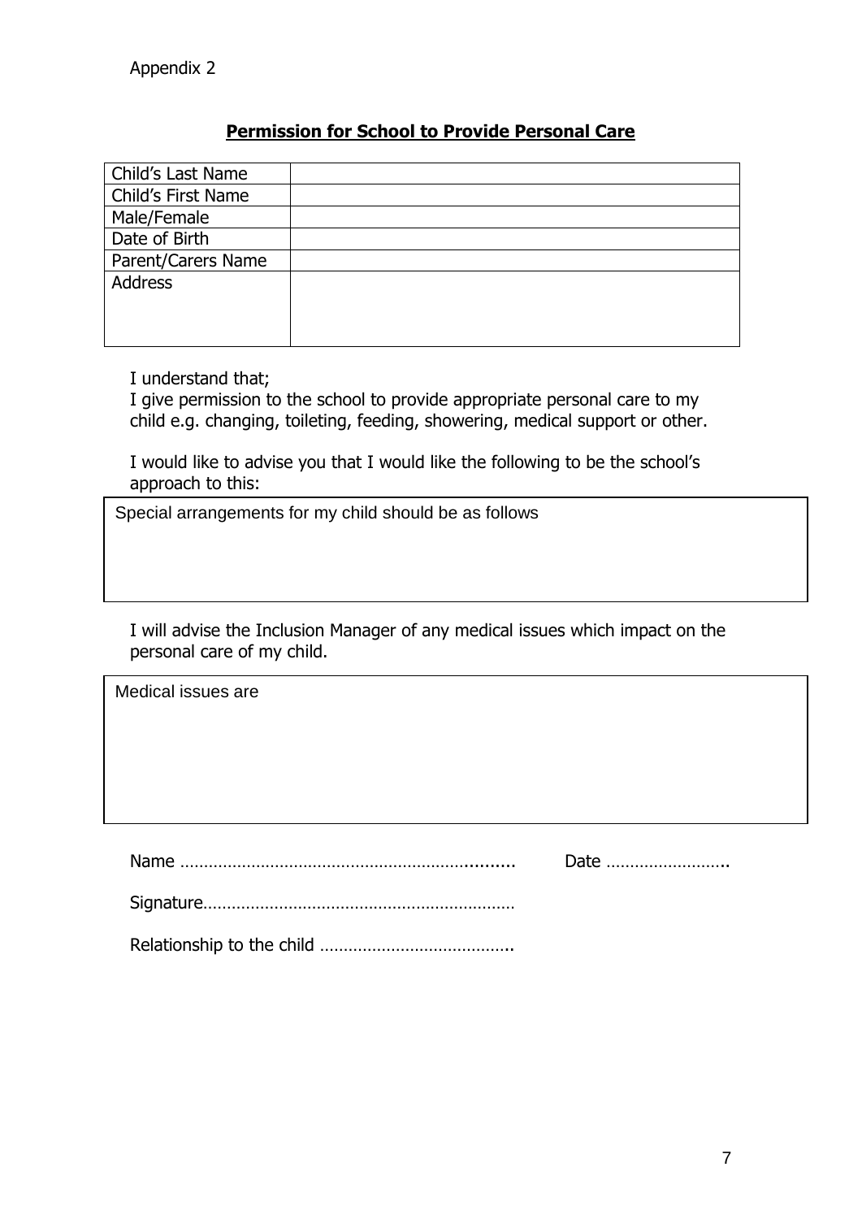Appendix 2

## Permission for School to Provide Personal Care

| | |
|---|---|
| Child's Last Name | |
| Child's First Name | |
| Male/Female | |
| Date of Birth | |
| Parent/Carers Name | |
| Address | |

I understand that;
I give permission to the school to provide appropriate personal care to my child e.g. changing, toileting, feeding, showering, medical support or other.

I would like to advise you that I would like the following to be the school's approach to this:

| Special arrangements for my child should be as follows |
|---|
| |

I will advise the Inclusion Manager of any medical issues which impact on the personal care of my child.

| Medical issues are |
|---|
| |

Name ……………………………………………………………......... Date ……………………..

Signature…………………………………………………………

Relationship to the child …………………………………..